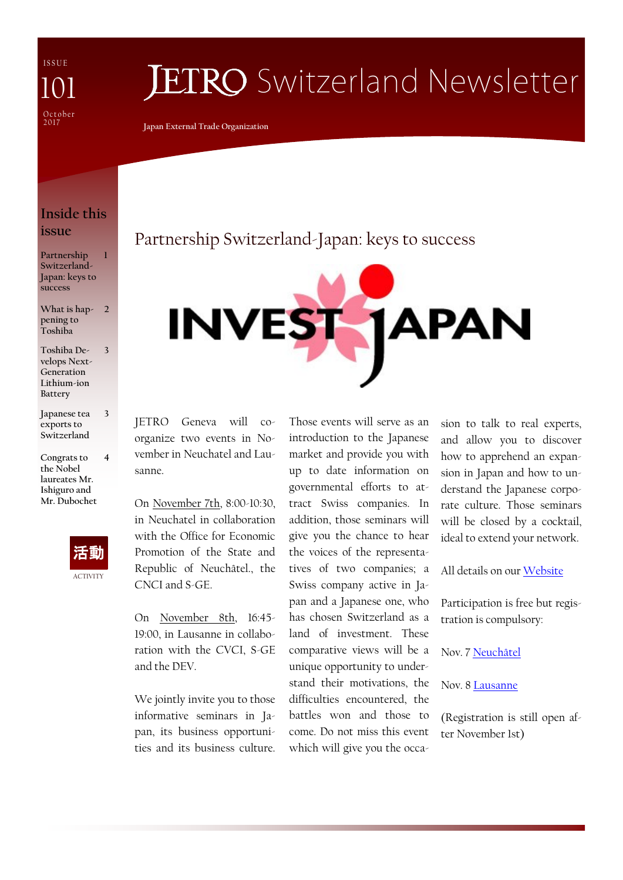ISSUE 101

October 2017

# JETRO Switzerland Newsletter

Japan External Trade Organization

## Inside this issue

| | |
|---|---|
| Partnership Switzerland-Japan: keys to success | 1 |
| What is happening to Toshiba | 2 |
| Toshiba Develops Next-Generation Lithium-ion Battery | 3 |
| Japanese tea exports to Switzerland | 3 |
| Congrats to the Nobel laureates Mr. Ishiguro and Mr. Dubochet | 4 |

活動

ACTIVITY

## Partnership Switzerland-Japan: keys to success

INVEST JAPAN

JETRO Geneva will co-organize two events in November in Neuchatel and Lausanne.

On November 7th, 8:00-10:30, in Neuchatel in collaboration with the Office for Economic Promotion of the State and Republic of Neuchâtel., the CNCI and S-GE.

On November 8th, 16:45-19:00, in Lausanne in collaboration with the CVCI, S-GE and the DEV.

We jointly invite you to those informative seminars in Japan, its business opportunities and its business culture. Those events will serve as an introduction to the Japanese market and provide you with up to date information on governmental efforts to attract Swiss companies. In addition, those seminars will give you the chance to hear the voices of the representatives of two companies; a Swiss company active in Japan and a Japanese one, who has chosen Switzerland as a land of investment. These comparative views will be a unique opportunity to understand their motivations, the difficulties encountered, the battles won and those to come. Do not miss this event which will give you the occasion to talk to real experts, and allow you to discover how to apprehend an expansion in Japan and how to understand the Japanese corporate culture. Those seminars will be closed by a cocktail, ideal to extend your network.

All details on our Website

Participation is free but registration is compulsory:

Nov. 7 Neuchâtel

Nov. 8 Lausanne

(Registration is still open after November 1st)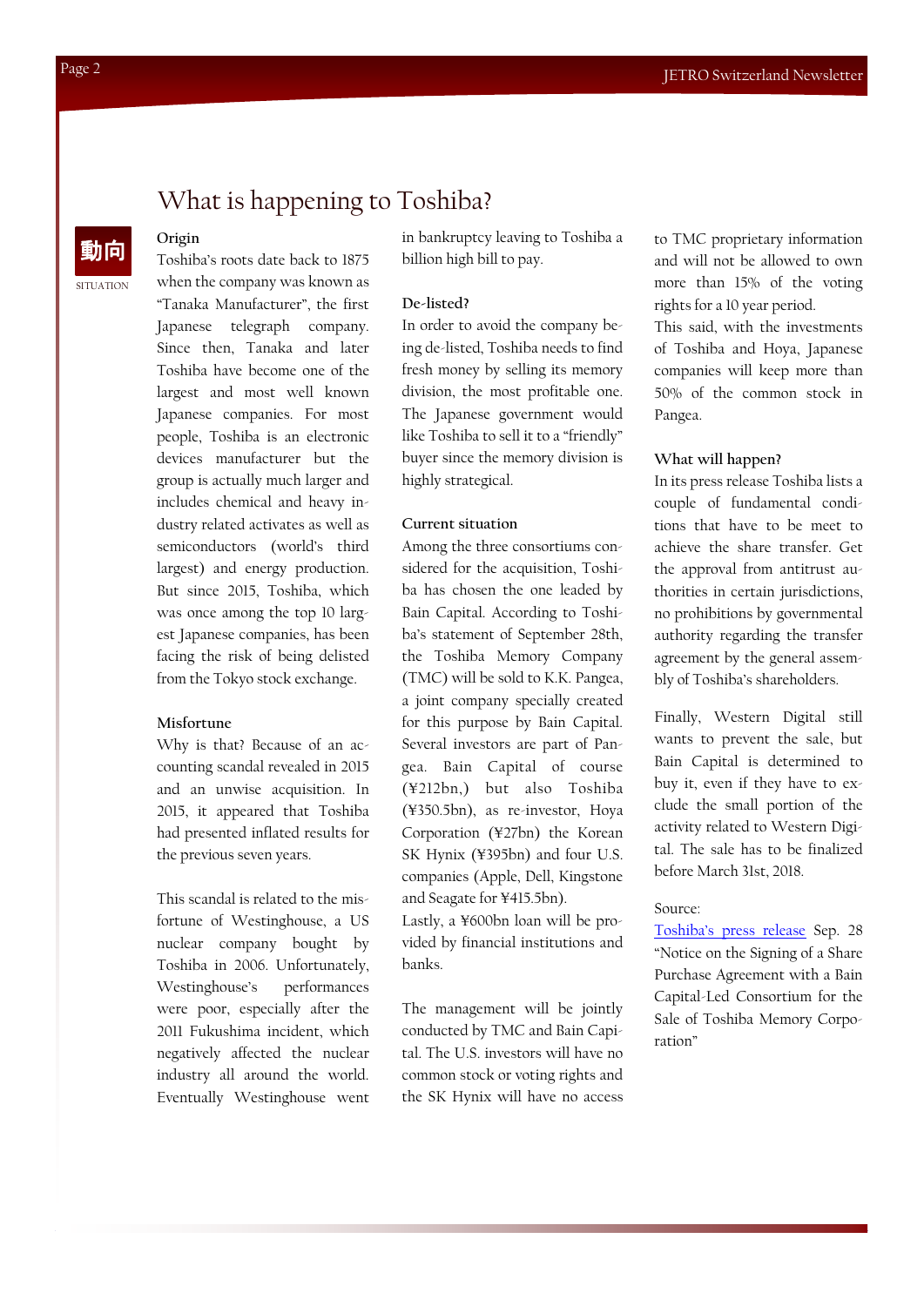# What is happening to Toshiba?

動向

SITUATION

**Origin**

Toshiba's roots date back to 1875 when the company was known as "Tanaka Manufacturer", the first Japanese telegraph company. Since then, Tanaka and later Toshiba have become one of the largest and most well known Japanese companies. For most people, Toshiba is an electronic devices manufacturer but the group is actually much larger and includes chemical and heavy industry related activates as well as semiconductors (world's third largest) and energy production. But since 2015, Toshiba, which was once among the top 10 largest Japanese companies, has been facing the risk of being delisted from the Tokyo stock exchange.

**Misfortune**

Why is that? Because of an accounting scandal revealed in 2015 and an unwise acquisition. In 2015, it appeared that Toshiba had presented inflated results for the previous seven years.

This scandal is related to the misfortune of Westinghouse, a US nuclear company bought by Toshiba in 2006. Unfortunately, Westinghouse's performances were poor, especially after the 2011 Fukushima incident, which negatively affected the nuclear industry all around the world. Eventually Westinghouse went in bankruptcy leaving to Toshiba a billion high bill to pay.

**De-listed?**

In order to avoid the company being de-listed, Toshiba needs to find fresh money by selling its memory division, the most profitable one. The Japanese government would like Toshiba to sell it to a "friendly" buyer since the memory division is highly strategical.

**Current situation**

Among the three consortiums considered for the acquisition, Toshiba has chosen the one leaded by Bain Capital. According to Toshiba's statement of September 28th, the Toshiba Memory Company (TMC) will be sold to K.K. Pangea, a joint company specially created for this purpose by Bain Capital. Several investors are part of Pangea. Bain Capital of course (¥212bn,) but also Toshiba (¥350.5bn), as re-investor, Hoya Corporation (¥27bn) the Korean SK Hynix (¥395bn) and four U.S. companies (Apple, Dell, Kingstone and Seagate for ¥415.5bn).

Lastly, a ¥600bn loan will be provided by financial institutions and banks.

The management will be jointly conducted by TMC and Bain Capital. The U.S. investors will have no common stock or voting rights and the SK Hynix will have no access to TMC proprietary information and will not be allowed to own more than 15% of the voting rights for a 10 year period.

This said, with the investments of Toshiba and Hoya, Japanese companies will keep more than 50% of the common stock in Pangea.

**What will happen?**

In its press release Toshiba lists a couple of fundamental conditions that have to be meet to achieve the share transfer. Get the approval from antitrust authorities in certain jurisdictions, no prohibitions by governmental authority regarding the transfer agreement by the general assembly of Toshiba's shareholders.

Finally, Western Digital still wants to prevent the sale, but Bain Capital is determined to buy it, even if they have to exclude the small portion of the activity related to Western Digital. The sale has to be finalized before March 31st, 2018.

Source:

Toshiba's press release Sep. 28 "Notice on the Signing of a Share Purchase Agreement with a Bain Capital-Led Consortium for the Sale of Toshiba Memory Corporation"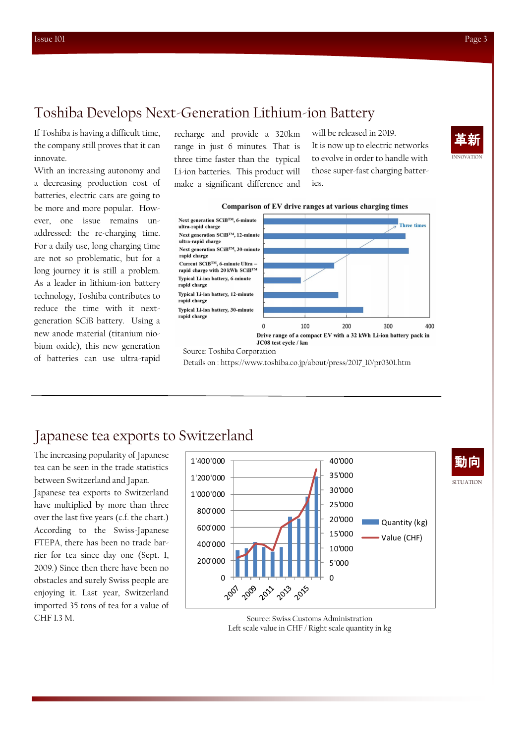# Toshiba Develops Next-Generation Lithium-ion Battery

革新

INNOVATION

If Toshiba is having a difficult time, the company still proves that it can innovate.

With an increasing autonomy and a decreasing production cost of batteries, electric cars are going to be more and more popular. However, one issue remains unaddressed: the re-charging time. For a daily use, long charging time are not so problematic, but for a long journey it is still a problem. As a leader in lithium-ion battery technology, Toshiba contributes to reduce the time with it next-generation SCiB battery. Using a new anode material (titanium niobium oxide), this new generation of batteries can use ultra-rapid recharge and provide a 320km range in just 6 minutes. That is three time faster than the typical Li-ion batteries. This product will make a significant difference and will be released in 2019.

It is now up to electric networks to evolve in order to handle with those super-fast charging batteries.

**Comparison of EV drive ranges at various charging times**

- Next generation SCiB™, 6-minute ultra-rapid charge
- Next generation SCiB™, 12-minute ultra-rapid charge
- Next generation SCiB™, 30-minute rapid charge
- Current SCiB™, 6-minute Ultra – rapid charge with 20 kWh SCiB™
- Typical Li-ion battery, 6-minute rapid charge
- Typical Li-ion battery, 12-minute rapid charge
- Typical Li-ion battery, 30-minute rapid charge

Three times

0 100 200 300 400

Drive range of a compact EV with a 32 kWh Li-ion battery pack in JC08 test cycle / km

Source: Toshiba Corporation

Details on : https://www.toshiba.co.jp/about/press/2017_10/pr0301.htm

# Japanese tea exports to Switzerland

動向

SITUATION

The increasing popularity of Japanese tea can be seen in the trade statistics between Switzerland and Japan.

Japanese tea exports to Switzerland have multiplied by more than three over the last five years (c.f. the chart.) According to the Swiss-Japanese FTEPA, there has been no trade barrier for tea since day one (Sept. 1, 2009.) Since then there have been no obstacles and surely Swiss people are enjoying it. Last year, Switzerland imported 35 tons of tea for a value of CHF 1.3 M.

Quantity (kg) / Value (CHF)

Source: Swiss Customs Administration

Left scale value in CHF / Right scale quantity in kg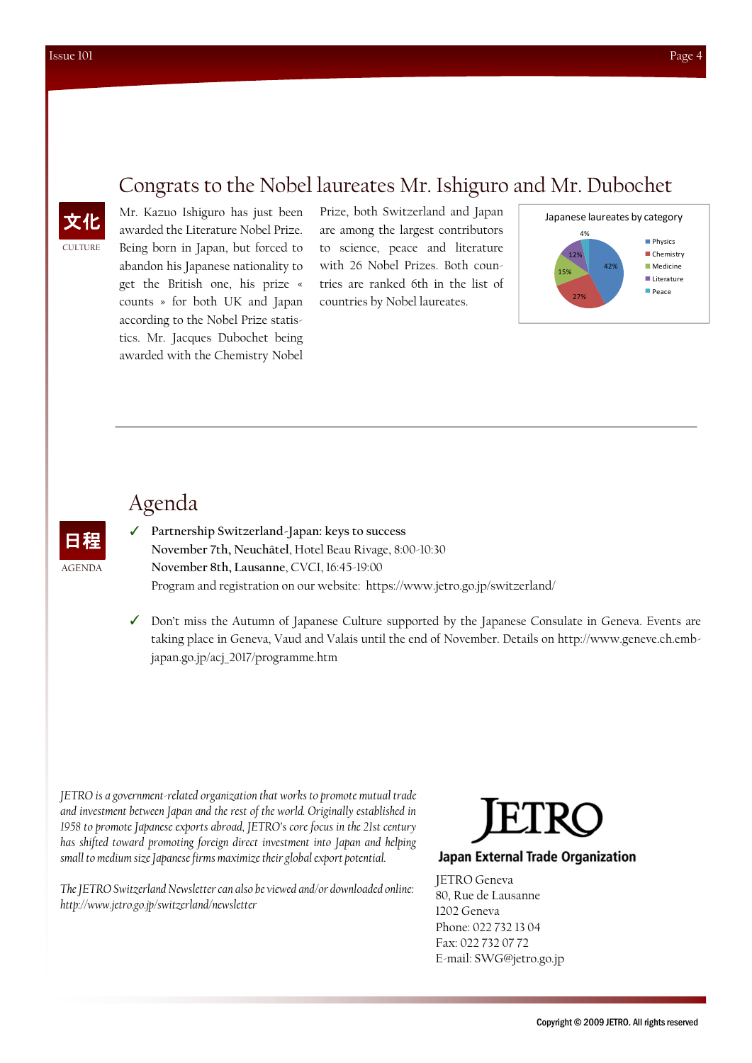## Congrats to the Nobel laureates Mr. Ishiguro and Mr. Dubochet

文化

CULTURE

Mr. Kazuo Ishiguro has just been awarded the Literature Nobel Prize. Being born in Japan, but forced to abandon his Japanese nationality to get the British one, his prize « counts » for both UK and Japan according to the Nobel Prize statistics. Mr. Jacques Dubochet being awarded with the Chemistry Nobel Prize, both Switzerland and Japan are among the largest contributors to science, peace and literature with 26 Nobel Prizes. Both countries are ranked 6th in the list of countries by Nobel laureates.

Japanese laureates by category

4%
12%
42%
15%
27%

Physics
Chemistry
Medicine
Literature
Peace

## Agenda

日程

AGENDA

- ✓ **Partnership Switzerland-Japan: keys to success**
  **November 7th, Neuchâtel**, Hotel Beau Rivage, 8:00-10:30
  **November 8th, Lausanne**, CVCI, 16:45-19:00
  Program and registration on our website: https://www.jetro.go.jp/switzerland/

- ✓ Don't miss the Autumn of Japanese Culture supported by the Japanese Consulate in Geneva. Events are taking place in Geneva, Vaud and Valais until the end of November. Details on http://www.geneve.ch.emb-japan.go.jp/acj_2017/programme.htm

*JETRO is a government-related organization that works to promote mutual trade and investment between Japan and the rest of the world. Originally established in 1958 to promote Japanese exports abroad, JETRO's core focus in the 21st century has shifted toward promoting foreign direct investment into Japan and helping small to medium size Japanese firms maximize their global export potential.*

*The JETRO Switzerland Newsletter can also be viewed and/or downloaded online: http://www.jetro.go.jp/switzerland/newsletter*

JETRO

**Japan External Trade Organization**

JETRO Geneva
80, Rue de Lausanne
1202 Geneva
Phone: 022 732 13 04
Fax: 022 732 07 72
E-mail: SWG@jetro.go.jp

Copyright © 2009 JETRO. All rights reserved